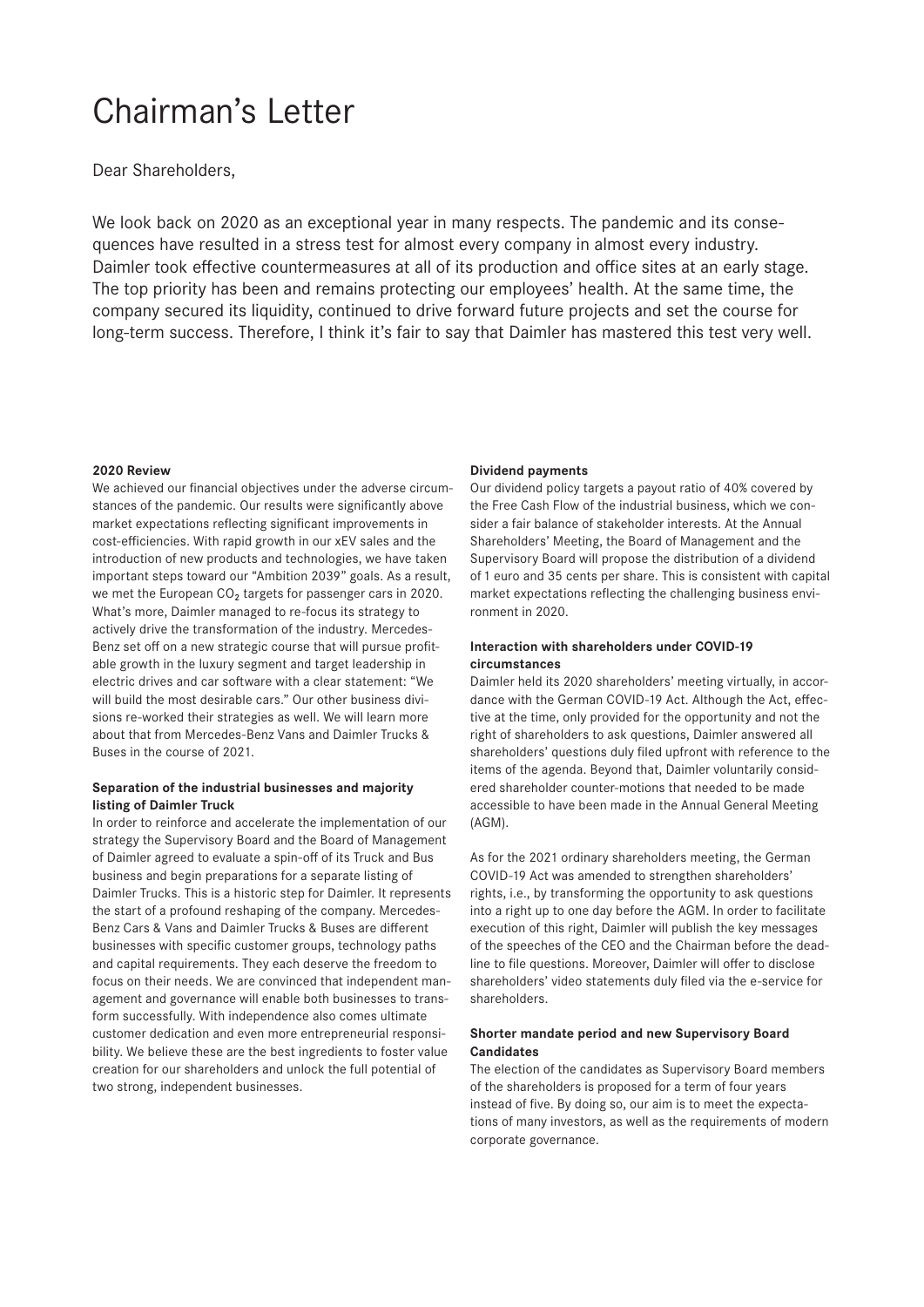# Chairman's Letter

Dear Shareholders,

We look back on 2020 as an exceptional year in many respects. The pandemic and its consequences have resulted in a stress test for almost every company in almost every industry. Daimler took effective countermeasures at all of its production and office sites at an early stage. The top priority has been and remains protecting our employees' health. At the same time, the company secured its liquidity, continued to drive forward future projects and set the course for long-term success. Therefore, I think it's fair to say that Daimler has mastered this test very well.

**2020 Review**

We achieved our financial objectives under the adverse circumstances of the pandemic. Our results were significantly above market expectations reflecting significant improvements in cost-efficiencies. With rapid growth in our xEV sales and the introduction of new products and technologies, we have taken important steps toward our "Ambition 2039" goals. As a result, we met the European $CO_2$ targets for passenger cars in 2020. What's more, Daimler managed to re-focus its strategy to actively drive the transformation of the industry. Mercedes-Benz set off on a new strategic course that will pursue profitable growth in the luxury segment and target leadership in electric drives and car software with a clear statement: "We will build the most desirable cars." Our other business divisions re-worked their strategies as well. We will learn more about that from Mercedes-Benz Vans and Daimler Trucks & Buses in the course of 2021.

**Separation of the industrial businesses and majority listing of Daimler Truck**

In order to reinforce and accelerate the implementation of our strategy the Supervisory Board and the Board of Management of Daimler agreed to evaluate a spin-off of its Truck and Bus business and begin preparations for a separate listing of Daimler Trucks. This is a historic step for Daimler. It represents the start of a profound reshaping of the company. Mercedes-Benz Cars & Vans and Daimler Trucks & Buses are different businesses with specific customer groups, technology paths and capital requirements. They each deserve the freedom to focus on their needs. We are convinced that independent management and governance will enable both businesses to transform successfully. With independence also comes ultimate customer dedication and even more entrepreneurial responsibility. We believe these are the best ingredients to foster value creation for our shareholders and unlock the full potential of two strong, independent businesses.

**Dividend payments**

Our dividend policy targets a payout ratio of 40% covered by the Free Cash Flow of the industrial business, which we consider a fair balance of stakeholder interests. At the Annual Shareholders' Meeting, the Board of Management and the Supervisory Board will propose the distribution of a dividend of 1 euro and 35 cents per share. This is consistent with capital market expectations reflecting the challenging business environment in 2020.

**Interaction with shareholders under COVID-19 circumstances**

Daimler held its 2020 shareholders' meeting virtually, in accordance with the German COVID-19 Act. Although the Act, effective at the time, only provided for the opportunity and not the right of shareholders to ask questions, Daimler answered all shareholders' questions duly filed upfront with reference to the items of the agenda. Beyond that, Daimler voluntarily considered shareholder counter-motions that needed to be made accessible to have been made in the Annual General Meeting (AGM).

As for the 2021 ordinary shareholders meeting, the German COVID-19 Act was amended to strengthen shareholders' rights, i.e., by transforming the opportunity to ask questions into a right up to one day before the AGM. In order to facilitate execution of this right, Daimler will publish the key messages of the speeches of the CEO and the Chairman before the deadline to file questions. Moreover, Daimler will offer to disclose shareholders' video statements duly filed via the e-service for shareholders.

**Shorter mandate period and new Supervisory Board Candidates**

The election of the candidates as Supervisory Board members of the shareholders is proposed for a term of four years instead of five. By doing so, our aim is to meet the expectations of many investors, as well as the requirements of modern corporate governance.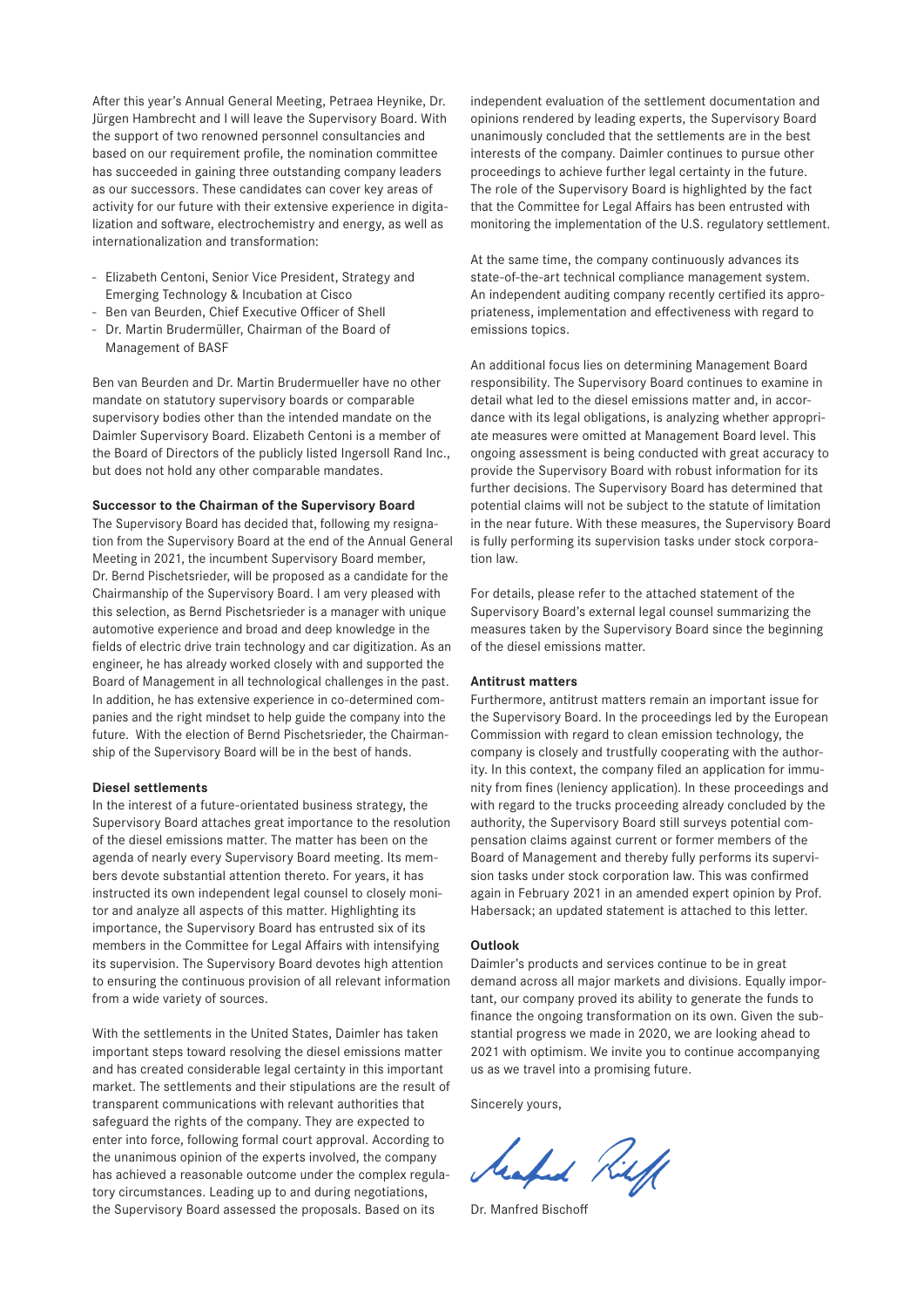After this year's Annual General Meeting, Petraea Heynike, Dr. Jürgen Hambrecht and I will leave the Supervisory Board. With the support of two renowned personnel consultancies and based on our requirement profile, the nomination committee has succeeded in gaining three outstanding company leaders as our successors. These candidates can cover key areas of activity for our future with their extensive experience in digitalization and software, electrochemistry and energy, as well as internationalization and transformation:

- Elizabeth Centoni, Senior Vice President, Strategy and Emerging Technology & Incubation at Cisco
- Ben van Beurden, Chief Executive Officer of Shell
- Dr. Martin Brudermüller, Chairman of the Board of Management of BASF

Ben van Beurden and Dr. Martin Brudermueller have no other mandate on statutory supervisory boards or comparable supervisory bodies other than the intended mandate on the Daimler Supervisory Board. Elizabeth Centoni is a member of the Board of Directors of the publicly listed Ingersoll Rand Inc., but does not hold any other comparable mandates.

**Successor to the Chairman of the Supervisory Board**

The Supervisory Board has decided that, following my resignation from the Supervisory Board at the end of the Annual General Meeting in 2021, the incumbent Supervisory Board member, Dr. Bernd Pischetsrieder, will be proposed as a candidate for the Chairmanship of the Supervisory Board. I am very pleased with this selection, as Bernd Pischetsrieder is a manager with unique automotive experience and broad and deep knowledge in the fields of electric drive train technology and car digitization. As an engineer, he has already worked closely with and supported the Board of Management in all technological challenges in the past. In addition, he has extensive experience in co-determined companies and the right mindset to help guide the company into the future. With the election of Bernd Pischetsrieder, the Chairmanship of the Supervisory Board will be in the best of hands.

**Diesel settlements**

In the interest of a future-orientated business strategy, the Supervisory Board attaches great importance to the resolution of the diesel emissions matter. The matter has been on the agenda of nearly every Supervisory Board meeting. Its members devote substantial attention thereto. For years, it has instructed its own independent legal counsel to closely monitor and analyze all aspects of this matter. Highlighting its importance, the Supervisory Board has entrusted six of its members in the Committee for Legal Affairs with intensifying its supervision. The Supervisory Board devotes high attention to ensuring the continuous provision of all relevant information from a wide variety of sources.

With the settlements in the United States, Daimler has taken important steps toward resolving the diesel emissions matter and has created considerable legal certainty in this important market. The settlements and their stipulations are the result of transparent communications with relevant authorities that safeguard the rights of the company. They are expected to enter into force, following formal court approval. According to the unanimous opinion of the experts involved, the company has achieved a reasonable outcome under the complex regulatory circumstances. Leading up to and during negotiations, the Supervisory Board assessed the proposals. Based on its independent evaluation of the settlement documentation and opinions rendered by leading experts, the Supervisory Board unanimously concluded that the settlements are in the best interests of the company. Daimler continues to pursue other proceedings to achieve further legal certainty in the future. The role of the Supervisory Board is highlighted by the fact that the Committee for Legal Affairs has been entrusted with monitoring the implementation of the U.S. regulatory settlement.

At the same time, the company continuously advances its state-of-the-art technical compliance management system. An independent auditing company recently certified its appropriateness, implementation and effectiveness with regard to emissions topics.

An additional focus lies on determining Management Board responsibility. The Supervisory Board continues to examine in detail what led to the diesel emissions matter and, in accordance with its legal obligations, is analyzing whether appropriate measures were omitted at Management Board level. This ongoing assessment is being conducted with great accuracy to provide the Supervisory Board with robust information for its further decisions. The Supervisory Board has determined that potential claims will not be subject to the statute of limitation in the near future. With these measures, the Supervisory Board is fully performing its supervision tasks under stock corporation law.

For details, please refer to the attached statement of the Supervisory Board's external legal counsel summarizing the measures taken by the Supervisory Board since the beginning of the diesel emissions matter.

**Antitrust matters**

Furthermore, antitrust matters remain an important issue for the Supervisory Board. In the proceedings led by the European Commission with regard to clean emission technology, the company is closely and trustfully cooperating with the authority. In this context, the company filed an application for immunity from fines (leniency application). In these proceedings and with regard to the trucks proceeding already concluded by the authority, the Supervisory Board still surveys potential compensation claims against current or former members of the Board of Management and thereby fully performs its supervision tasks under stock corporation law. This was confirmed again in February 2021 in an amended expert opinion by Prof. Habersack; an updated statement is attached to this letter.

**Outlook**

Daimler's products and services continue to be in great demand across all major markets and divisions. Equally important, our company proved its ability to generate the funds to finance the ongoing transformation on its own. Given the substantial progress we made in 2020, we are looking ahead to 2021 with optimism. We invite you to continue accompanying us as we travel into a promising future.

Sincerely yours,

Dr. Manfred Bischoff